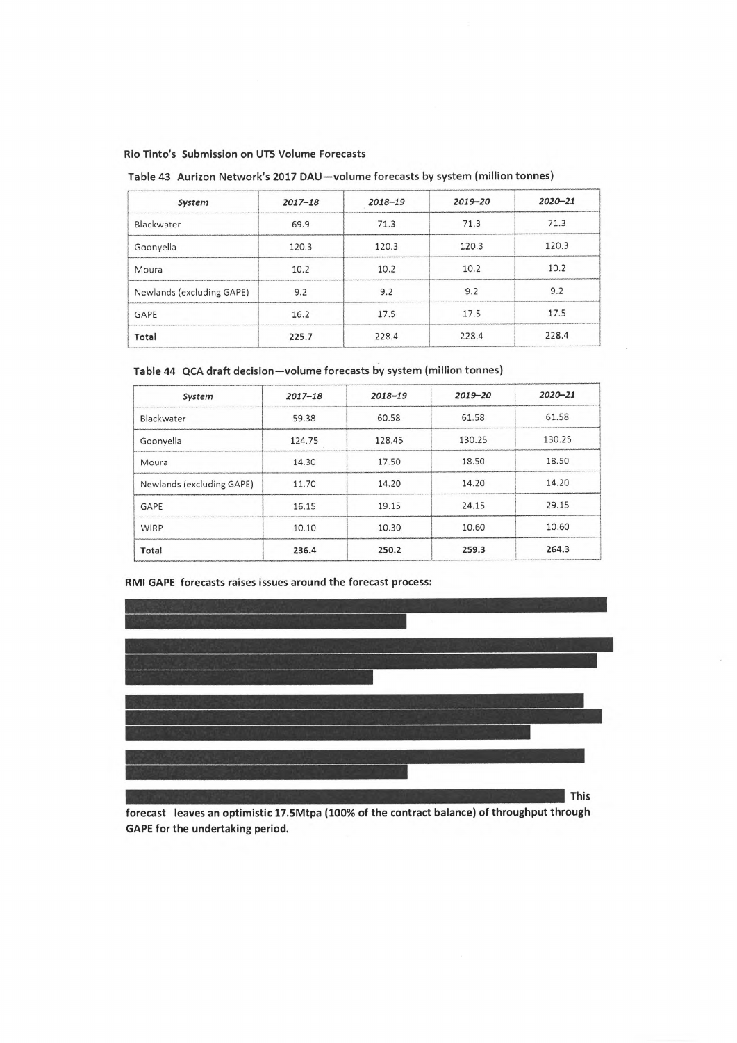**Rio Tinto's Submission on UT5 Volume Forecasts**

**Table 43 Aurizon Network's 2017 DAU—volume forecasts by system (million tonnes)**

| System | 2017–18 | 2018–19 | 2019–20 | 2020–21 |
|---|---|---|---|---|
| Blackwater | 69.9 | 71.3 | 71.3 | 71.3 |
| Goonyella | 120.3 | 120.3 | 120.3 | 120.3 |
| Moura | 10.2 | 10.2 | 10.2 | 10.2 |
| Newlands (excluding GAPE) | 9.2 | 9.2 | 9.2 | 9.2 |
| GAPE | 16.2 | 17.5 | 17.5 | 17.5 |
| **Total** | **225.7** | **228.4** | **228.4** | **228.4** |

**Table 44 QCA draft decision—volume forecasts by system (million tonnes)**

| System | 2017–18 | 2018–19 | 2019–20 | 2020–21 |
|---|---|---|---|---|
| Blackwater | 59.38 | 60.58 | 61.58 | 61.58 |
| Goonyella | 124.75 | 128.45 | 130.25 | 130.25 |
| Moura | 14.30 | 17.50 | 18.50 | 18.50 |
| Newlands (excluding GAPE) | 11.70 | 14.20 | 14.20 | 14.20 |
| GAPE | 16.15 | 19.15 | 24.15 | 29.15 |
| WIRP | 10.10 | 10.30 | 10.60 | 10.60 |
| **Total** | **236.4** | **250.2** | **259.3** | **264.3** |

**RMI GAPE forecasts raises issues around the forecast process:**

**This forecast leaves an optimistic 17.5Mtpa (100% of the contract balance) of throughput through GAPE for the undertaking period.**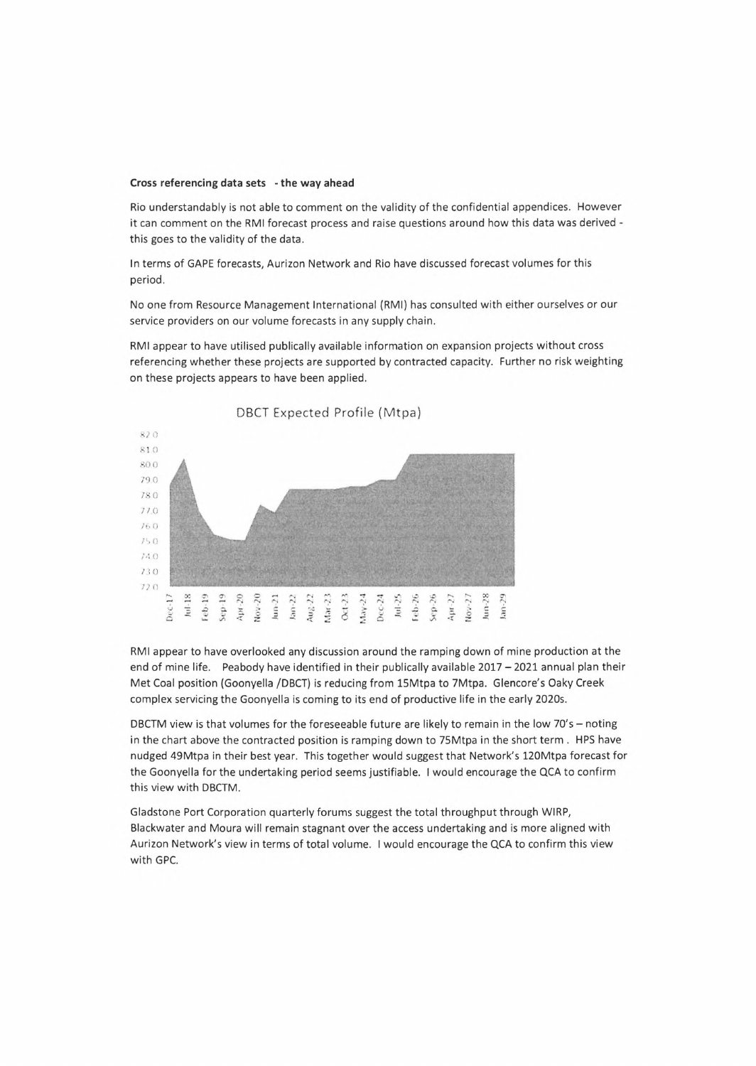**Cross referencing data sets - the way ahead**

Rio understandably is not able to comment on the validity of the confidential appendices. However it can comment on the RMI forecast process and raise questions around how this data was derived - this goes to the validity of the data.

In terms of GAPE forecasts, Aurizon Network and Rio have discussed forecast volumes for this period.

No one from Resource Management International (RMI) has consulted with either ourselves or our service providers on our volume forecasts in any supply chain.

RMI appear to have utilised publically available information on expansion projects without cross referencing whether these projects are supported by contracted capacity. Further no risk weighting on these projects appears to have been applied.

DBCT Expected Profile (Mtpa)

RMI appear to have overlooked any discussion around the ramping down of mine production at the end of mine life. Peabody have identified in their publically available 2017 – 2021 annual plan their Met Coal position (Goonyella /DBCT) is reducing from 15Mtpa to 7Mtpa. Glencore's Oaky Creek complex servicing the Goonyella is coming to its end of productive life in the early 2020s.

DBCTM view is that volumes for the foreseeable future are likely to remain in the low 70's – noting in the chart above the contracted position is ramping down to 75Mtpa in the short term . HPS have nudged 49Mtpa in their best year. This together would suggest that Network's 120Mtpa forecast for the Goonyella for the undertaking period seems justifiable. I would encourage the QCA to confirm this view with DBCTM.

Gladstone Port Corporation quarterly forums suggest the total throughput through WIRP, Blackwater and Moura will remain stagnant over the access undertaking and is more aligned with Aurizon Network's view in terms of total volume. I would encourage the QCA to confirm this view with GPC.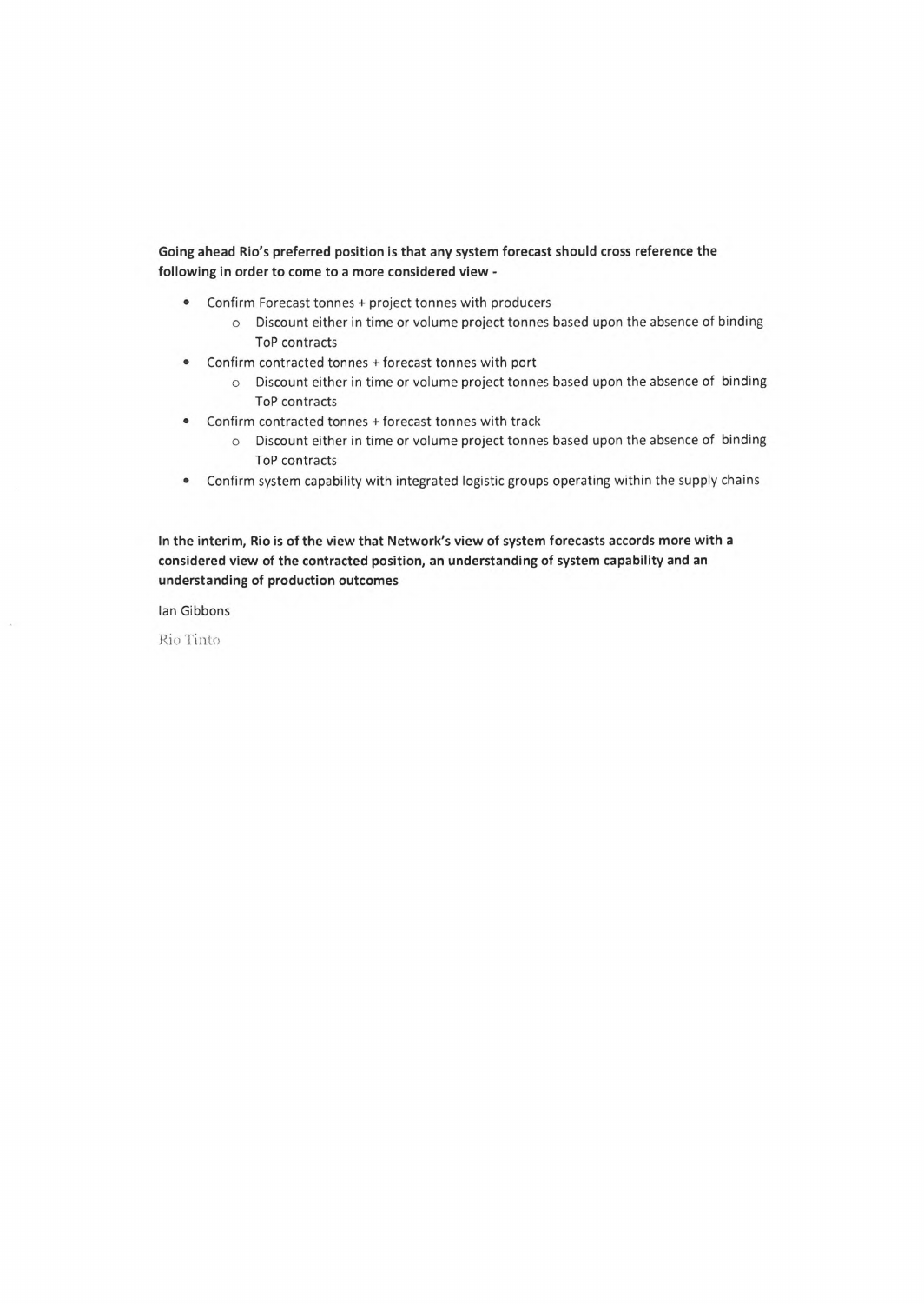**Going ahead Rio's preferred position is that any system forecast should cross reference the following in order to come to a more considered view -**

- Confirm Forecast tonnes + project tonnes with producers
  - Discount either in time or volume project tonnes based upon the absence of binding ToP contracts
- Confirm contracted tonnes + forecast tonnes with port
  - Discount either in time or volume project tonnes based upon the absence of binding ToP contracts
- Confirm contracted tonnes + forecast tonnes with track
  - Discount either in time or volume project tonnes based upon the absence of binding ToP contracts
- Confirm system capability with integrated logistic groups operating within the supply chains

**In the interim, Rio is of the view that Network's view of system forecasts accords more with a considered view of the contracted position, an understanding of system capability and an understanding of production outcomes**

Ian Gibbons

Rio Tinto